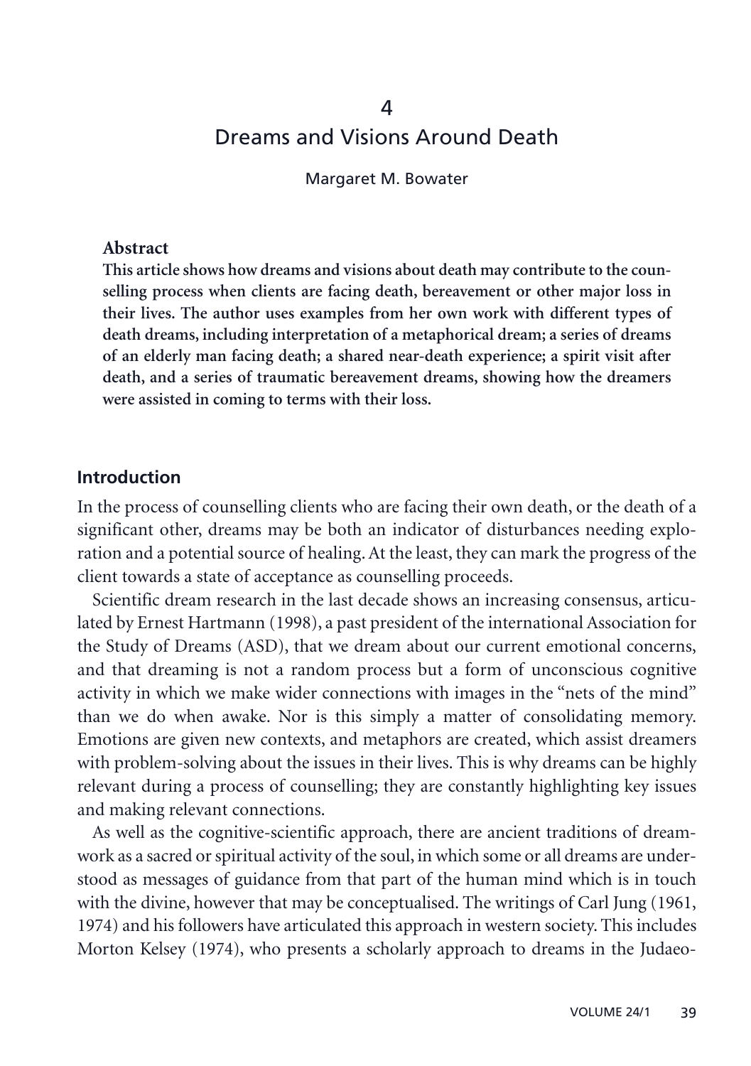# 4 Dreams and Visions Around Death

Margaret M. Bowater

**Abstract**

**This article shows how dreams and visions about death may contribute to the counselling process when clients are facing death, bereavement or other major loss in their lives. The author uses examples from her own work with different types of death dreams, including interpretation of a metaphorical dream; a series of dreams of an elderly man facing death; a shared near-death experience; a spirit visit after death, and a series of traumatic bereavement dreams, showing how the dreamers were assisted in coming to terms with their loss.**

## Introduction

In the process of counselling clients who are facing their own death, or the death of a significant other, dreams may be both an indicator of disturbances needing exploration and a potential source of healing. At the least, they can mark the progress of the client towards a state of acceptance as counselling proceeds.

Scientific dream research in the last decade shows an increasing consensus, articulated by Ernest Hartmann (1998), a past president of the international Association for the Study of Dreams (ASD), that we dream about our current emotional concerns, and that dreaming is not a random process but a form of unconscious cognitive activity in which we make wider connections with images in the "nets of the mind" than we do when awake. Nor is this simply a matter of consolidating memory. Emotions are given new contexts, and metaphors are created, which assist dreamers with problem-solving about the issues in their lives. This is why dreams can be highly relevant during a process of counselling; they are constantly highlighting key issues and making relevant connections.

As well as the cognitive-scientific approach, there are ancient traditions of dreamwork as a sacred or spiritual activity of the soul, in which some or all dreams are understood as messages of guidance from that part of the human mind which is in touch with the divine, however that may be conceptualised. The writings of Carl Jung (1961, 1974) and his followers have articulated this approach in western society. This includes Morton Kelsey (1974), who presents a scholarly approach to dreams in the Judaeo-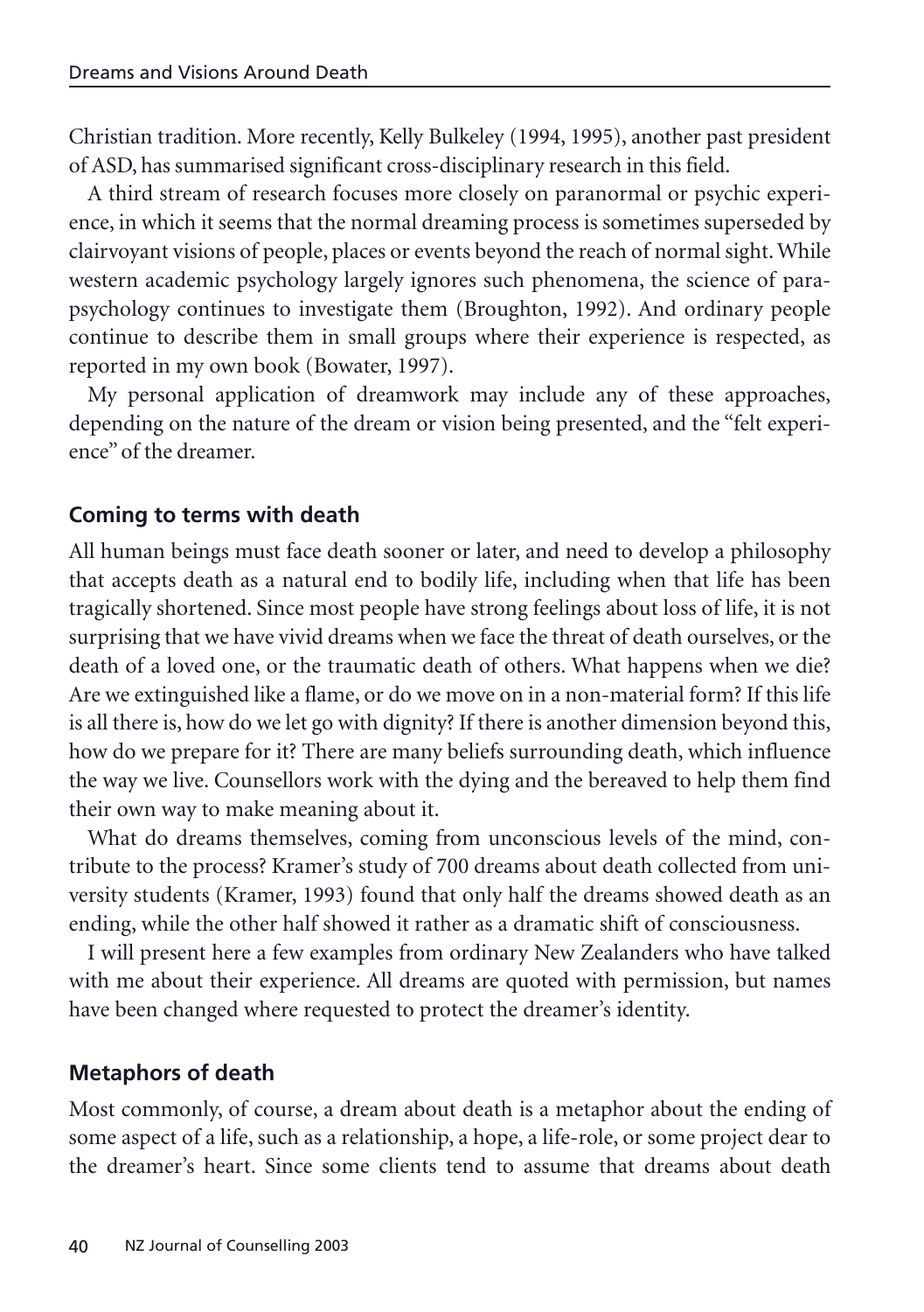Christian tradition. More recently, Kelly Bulkeley (1994, 1995), another past president of ASD, has summarised significant cross-disciplinary research in this field.

A third stream of research focuses more closely on paranormal or psychic experience, in which it seems that the normal dreaming process is sometimes superseded by clairvoyant visions of people, places or events beyond the reach of normal sight. While western academic psychology largely ignores such phenomena, the science of parapsychology continues to investigate them (Broughton, 1992). And ordinary people continue to describe them in small groups where their experience is respected, as reported in my own book (Bowater, 1997).

My personal application of dreamwork may include any of these approaches, depending on the nature of the dream or vision being presented, and the "felt experience" of the dreamer.

## Coming to terms with death

All human beings must face death sooner or later, and need to develop a philosophy that accepts death as a natural end to bodily life, including when that life has been tragically shortened. Since most people have strong feelings about loss of life, it is not surprising that we have vivid dreams when we face the threat of death ourselves, or the death of a loved one, or the traumatic death of others. What happens when we die? Are we extinguished like a flame, or do we move on in a non-material form? If this life is all there is, how do we let go with dignity? If there is another dimension beyond this, how do we prepare for it? There are many beliefs surrounding death, which influence the way we live. Counsellors work with the dying and the bereaved to help them find their own way to make meaning about it.

What do dreams themselves, coming from unconscious levels of the mind, contribute to the process? Kramer's study of 700 dreams about death collected from university students (Kramer, 1993) found that only half the dreams showed death as an ending, while the other half showed it rather as a dramatic shift of consciousness.

I will present here a few examples from ordinary New Zealanders who have talked with me about their experience. All dreams are quoted with permission, but names have been changed where requested to protect the dreamer's identity.

## Metaphors of death

Most commonly, of course, a dream about death is a metaphor about the ending of some aspect of a life, such as a relationship, a hope, a life-role, or some project dear to the dreamer's heart. Since some clients tend to assume that dreams about death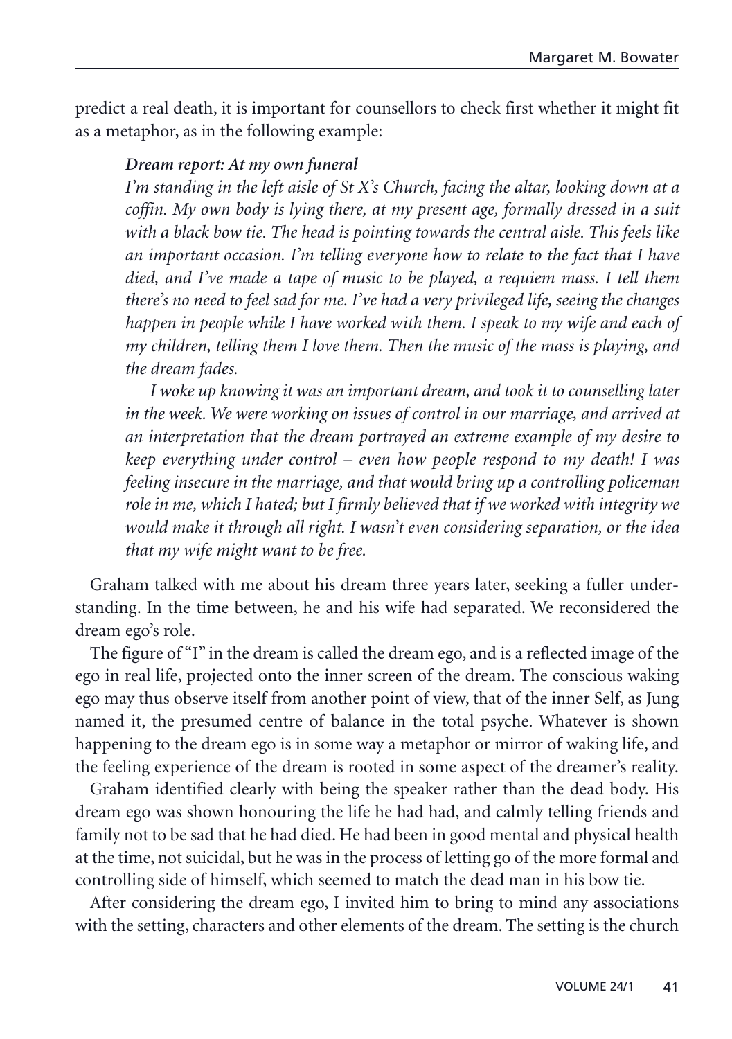predict a real death, it is important for counsellors to check first whether it might fit as a metaphor, as in the following example:

> ***Dream report: At my own funeral***
>
> *I'm standing in the left aisle of St X's Church, facing the altar, looking down at a coffin. My own body is lying there, at my present age, formally dressed in a suit with a black bow tie. The head is pointing towards the central aisle. This feels like an important occasion. I'm telling everyone how to relate to the fact that I have died, and I've made a tape of music to be played, a requiem mass. I tell them there's no need to feel sad for me. I've had a very privileged life, seeing the changes happen in people while I have worked with them. I speak to my wife and each of my children, telling them I love them. Then the music of the mass is playing, and the dream fades.*
>
> *I woke up knowing it was an important dream, and took it to counselling later in the week. We were working on issues of control in our marriage, and arrived at an interpretation that the dream portrayed an extreme example of my desire to keep everything under control – even how people respond to my death! I was feeling insecure in the marriage, and that would bring up a controlling policeman role in me, which I hated; but I firmly believed that if we worked with integrity we would make it through all right. I wasn't even considering separation, or the idea that my wife might want to be free.*

Graham talked with me about his dream three years later, seeking a fuller understanding. In the time between, he and his wife had separated. We reconsidered the dream ego's role.

The figure of "I" in the dream is called the dream ego, and is a reflected image of the ego in real life, projected onto the inner screen of the dream. The conscious waking ego may thus observe itself from another point of view, that of the inner Self, as Jung named it, the presumed centre of balance in the total psyche. Whatever is shown happening to the dream ego is in some way a metaphor or mirror of waking life, and the feeling experience of the dream is rooted in some aspect of the dreamer's reality.

Graham identified clearly with being the speaker rather than the dead body. His dream ego was shown honouring the life he had had, and calmly telling friends and family not to be sad that he had died. He had been in good mental and physical health at the time, not suicidal, but he was in the process of letting go of the more formal and controlling side of himself, which seemed to match the dead man in his bow tie.

After considering the dream ego, I invited him to bring to mind any associations with the setting, characters and other elements of the dream. The setting is the church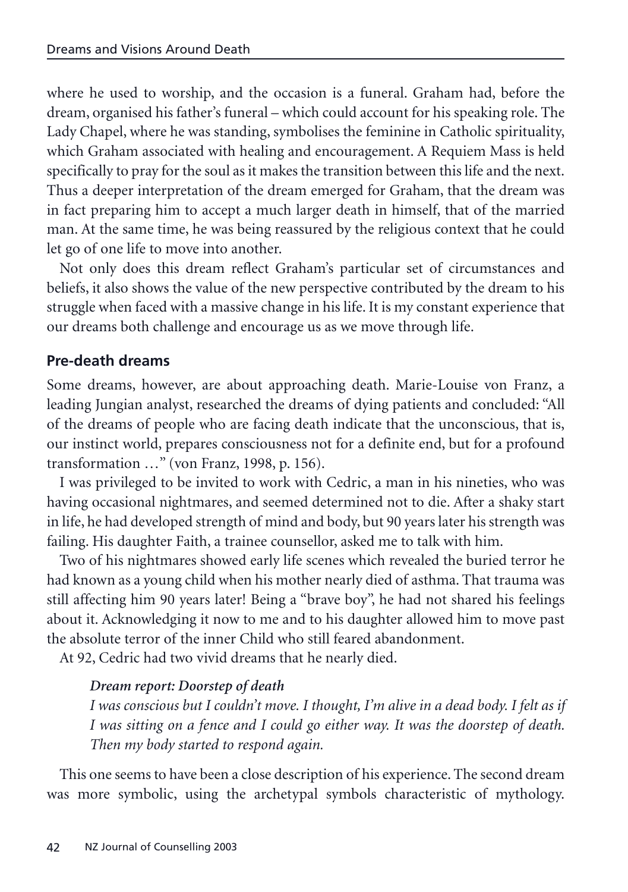where he used to worship, and the occasion is a funeral. Graham had, before the dream, organised his father's funeral – which could account for his speaking role. The Lady Chapel, where he was standing, symbolises the feminine in Catholic spirituality, which Graham associated with healing and encouragement. A Requiem Mass is held specifically to pray for the soul as it makes the transition between this life and the next. Thus a deeper interpretation of the dream emerged for Graham, that the dream was in fact preparing him to accept a much larger death in himself, that of the married man. At the same time, he was being reassured by the religious context that he could let go of one life to move into another.

Not only does this dream reflect Graham's particular set of circumstances and beliefs, it also shows the value of the new perspective contributed by the dream to his struggle when faced with a massive change in his life. It is my constant experience that our dreams both challenge and encourage us as we move through life.

## Pre-death dreams

Some dreams, however, are about approaching death. Marie-Louise von Franz, a leading Jungian analyst, researched the dreams of dying patients and concluded: "All of the dreams of people who are facing death indicate that the unconscious, that is, our instinct world, prepares consciousness not for a definite end, but for a profound transformation …" (von Franz, 1998, p. 156).

I was privileged to be invited to work with Cedric, a man in his nineties, who was having occasional nightmares, and seemed determined not to die. After a shaky start in life, he had developed strength of mind and body, but 90 years later his strength was failing. His daughter Faith, a trainee counsellor, asked me to talk with him.

Two of his nightmares showed early life scenes which revealed the buried terror he had known as a young child when his mother nearly died of asthma. That trauma was still affecting him 90 years later! Being a "brave boy", he had not shared his feelings about it. Acknowledging it now to me and to his daughter allowed him to move past the absolute terror of the inner Child who still feared abandonment.

At 92, Cedric had two vivid dreams that he nearly died.

***Dream report: Doorstep of death***

*I was conscious but I couldn't move. I thought, I'm alive in a dead body. I felt as if I was sitting on a fence and I could go either way. It was the doorstep of death. Then my body started to respond again.*

This one seems to have been a close description of his experience. The second dream was more symbolic, using the archetypal symbols characteristic of mythology.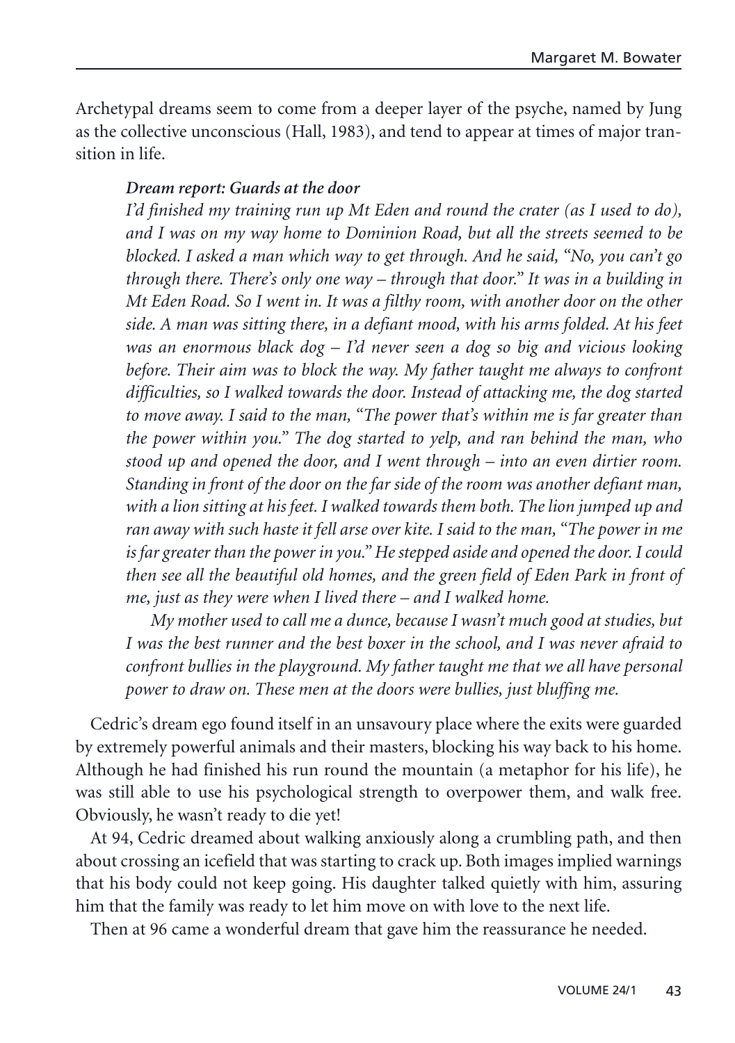Archetypal dreams seem to come from a deeper layer of the psyche, named by Jung as the collective unconscious (Hall, 1983), and tend to appear at times of major transition in life.

***Dream report: Guards at the door***

*I'd finished my training run up Mt Eden and round the crater (as I used to do), and I was on my way home to Dominion Road, but all the streets seemed to be blocked. I asked a man which way to get through. And he said, "No, you can't go through there. There's only one way – through that door." It was in a building in Mt Eden Road. So I went in. It was a filthy room, with another door on the other side. A man was sitting there, in a defiant mood, with his arms folded. At his feet was an enormous black dog – I'd never seen a dog so big and vicious looking before. Their aim was to block the way. My father taught me always to confront difficulties, so I walked towards the door. Instead of attacking me, the dog started to move away. I said to the man, "The power that's within me is far greater than the power within you." The dog started to yelp, and ran behind the man, who stood up and opened the door, and I went through – into an even dirtier room. Standing in front of the door on the far side of the room was another defiant man, with a lion sitting at his feet. I walked towards them both. The lion jumped up and ran away with such haste it fell arse over kite. I said to the man, "The power in me is far greater than the power in you." He stepped aside and opened the door. I could then see all the beautiful old homes, and the green field of Eden Park in front of me, just as they were when I lived there – and I walked home.*

*My mother used to call me a dunce, because I wasn't much good at studies, but I was the best runner and the best boxer in the school, and I was never afraid to confront bullies in the playground. My father taught me that we all have personal power to draw on. These men at the doors were bullies, just bluffing me.*

Cedric's dream ego found itself in an unsavoury place where the exits were guarded by extremely powerful animals and their masters, blocking his way back to his home. Although he had finished his run round the mountain (a metaphor for his life), he was still able to use his psychological strength to overpower them, and walk free. Obviously, he wasn't ready to die yet!

At 94, Cedric dreamed about walking anxiously along a crumbling path, and then about crossing an icefield that was starting to crack up. Both images implied warnings that his body could not keep going. His daughter talked quietly with him, assuring him that the family was ready to let him move on with love to the next life.

Then at 96 came a wonderful dream that gave him the reassurance he needed.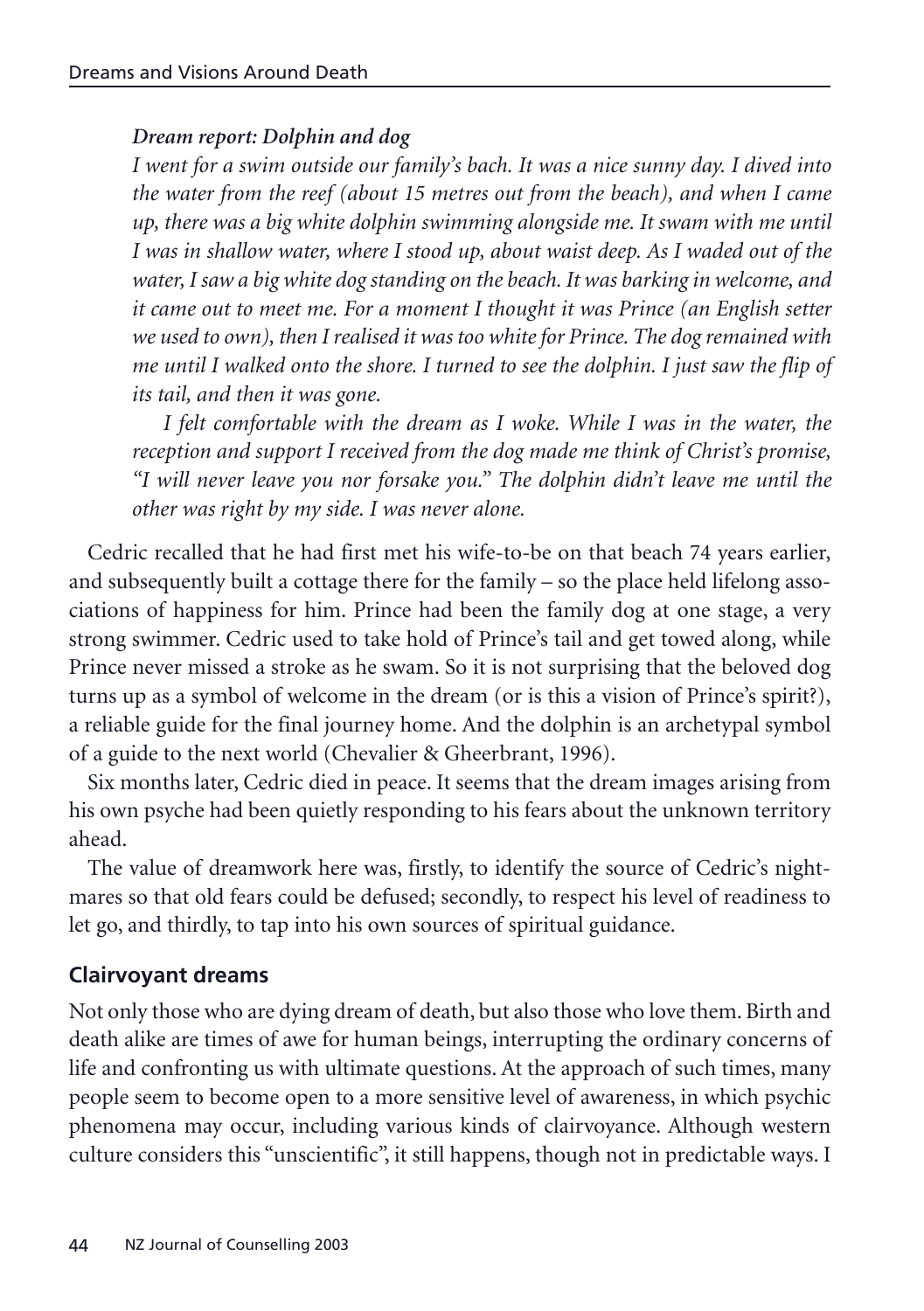***Dream report: Dolphin and dog***

*I went for a swim outside our family's bach. It was a nice sunny day. I dived into the water from the reef (about 15 metres out from the beach), and when I came up, there was a big white dolphin swimming alongside me. It swam with me until I was in shallow water, where I stood up, about waist deep. As I waded out of the water, I saw a big white dog standing on the beach. It was barking in welcome, and it came out to meet me. For a moment I thought it was Prince (an English setter we used to own), then I realised it was too white for Prince. The dog remained with me until I walked onto the shore. I turned to see the dolphin. I just saw the flip of its tail, and then it was gone.*

*I felt comfortable with the dream as I woke. While I was in the water, the reception and support I received from the dog made me think of Christ's promise, "I will never leave you nor forsake you." The dolphin didn't leave me until the other was right by my side. I was never alone.*

Cedric recalled that he had first met his wife-to-be on that beach 74 years earlier, and subsequently built a cottage there for the family – so the place held lifelong associations of happiness for him. Prince had been the family dog at one stage, a very strong swimmer. Cedric used to take hold of Prince's tail and get towed along, while Prince never missed a stroke as he swam. So it is not surprising that the beloved dog turns up as a symbol of welcome in the dream (or is this a vision of Prince's spirit?), a reliable guide for the final journey home. And the dolphin is an archetypal symbol of a guide to the next world (Chevalier & Gheerbrant, 1996).

Six months later, Cedric died in peace. It seems that the dream images arising from his own psyche had been quietly responding to his fears about the unknown territory ahead.

The value of dreamwork here was, firstly, to identify the source of Cedric's nightmares so that old fears could be defused; secondly, to respect his level of readiness to let go, and thirdly, to tap into his own sources of spiritual guidance.

## Clairvoyant dreams

Not only those who are dying dream of death, but also those who love them. Birth and death alike are times of awe for human beings, interrupting the ordinary concerns of life and confronting us with ultimate questions. At the approach of such times, many people seem to become open to a more sensitive level of awareness, in which psychic phenomena may occur, including various kinds of clairvoyance. Although western culture considers this "unscientific", it still happens, though not in predictable ways. I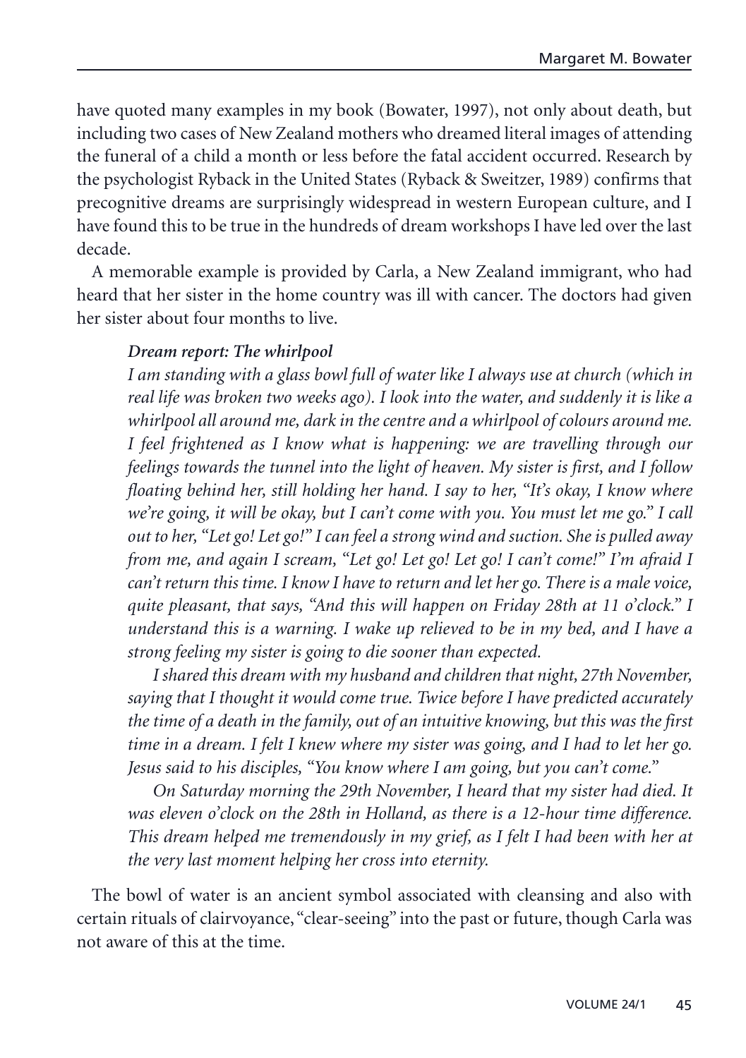have quoted many examples in my book (Bowater, 1997), not only about death, but including two cases of New Zealand mothers who dreamed literal images of attending the funeral of a child a month or less before the fatal accident occurred. Research by the psychologist Ryback in the United States (Ryback & Sweitzer, 1989) confirms that precognitive dreams are surprisingly widespread in western European culture, and I have found this to be true in the hundreds of dream workshops I have led over the last decade.

A memorable example is provided by Carla, a New Zealand immigrant, who had heard that her sister in the home country was ill with cancer. The doctors had given her sister about four months to live.

> ***Dream report: The whirlpool***
>
> *I am standing with a glass bowl full of water like I always use at church (which in real life was broken two weeks ago). I look into the water, and suddenly it is like a whirlpool all around me, dark in the centre and a whirlpool of colours around me. I feel frightened as I know what is happening: we are travelling through our feelings towards the tunnel into the light of heaven. My sister is first, and I follow floating behind her, still holding her hand. I say to her, "It's okay, I know where we're going, it will be okay, but I can't come with you. You must let me go." I call out to her, "Let go! Let go!" I can feel a strong wind and suction. She is pulled away from me, and again I scream, "Let go! Let go! Let go! I can't come!" I'm afraid I can't return this time. I know I have to return and let her go. There is a male voice, quite pleasant, that says, "And this will happen on Friday 28th at 11 o'clock." I understand this is a warning. I wake up relieved to be in my bed, and I have a strong feeling my sister is going to die sooner than expected.*
>
> *I shared this dream with my husband and children that night, 27th November, saying that I thought it would come true. Twice before I have predicted accurately the time of a death in the family, out of an intuitive knowing, but this was the first time in a dream. I felt I knew where my sister was going, and I had to let her go. Jesus said to his disciples, "You know where I am going, but you can't come."*
>
> *On Saturday morning the 29th November, I heard that my sister had died. It was eleven o'clock on the 28th in Holland, as there is a 12-hour time difference. This dream helped me tremendously in my grief, as I felt I had been with her at the very last moment helping her cross into eternity.*

The bowl of water is an ancient symbol associated with cleansing and also with certain rituals of clairvoyance, "clear-seeing" into the past or future, though Carla was not aware of this at the time.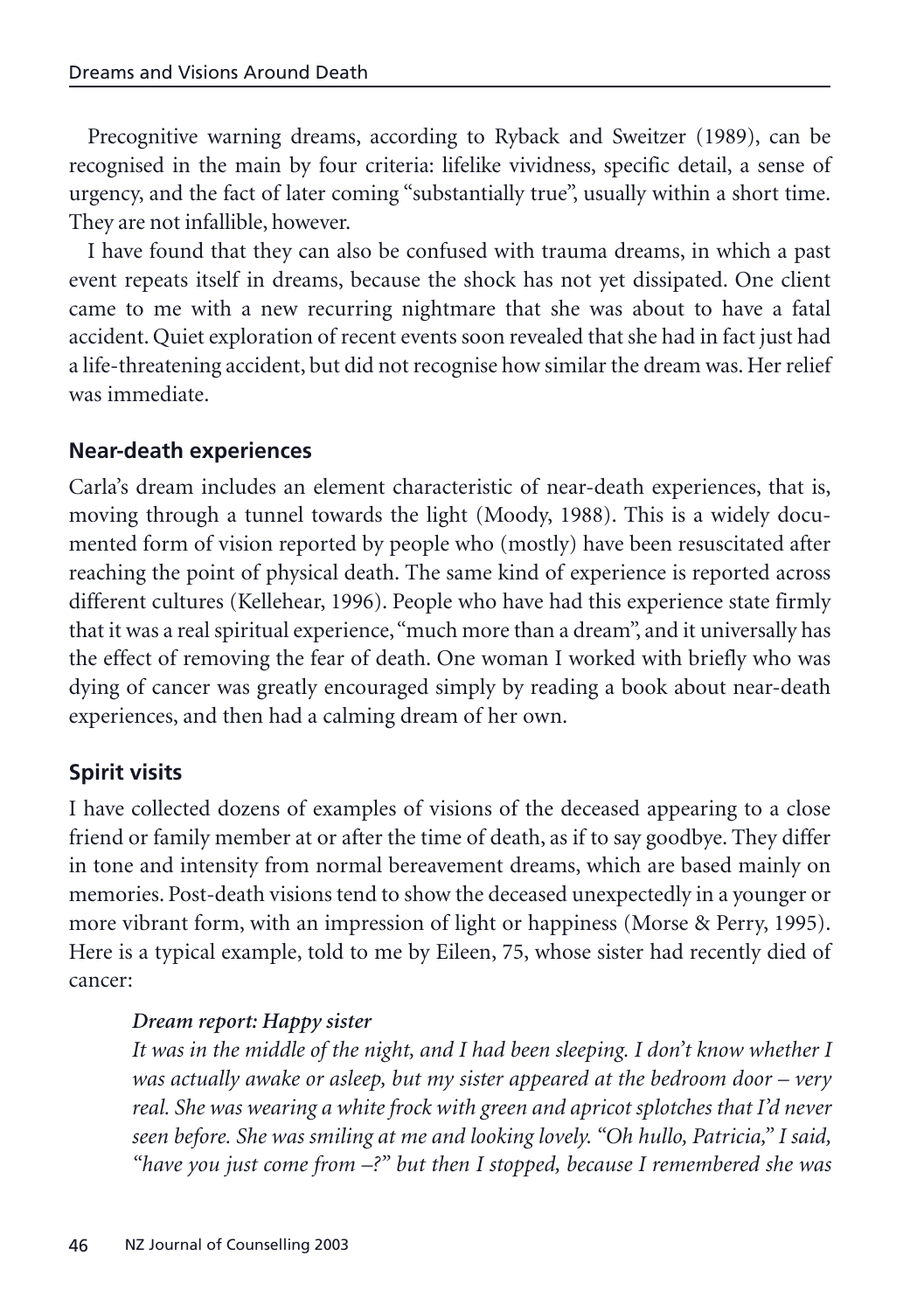Precognitive warning dreams, according to Ryback and Sweitzer (1989), can be recognised in the main by four criteria: lifelike vividness, specific detail, a sense of urgency, and the fact of later coming "substantially true", usually within a short time. They are not infallible, however.

I have found that they can also be confused with trauma dreams, in which a past event repeats itself in dreams, because the shock has not yet dissipated. One client came to me with a new recurring nightmare that she was about to have a fatal accident. Quiet exploration of recent events soon revealed that she had in fact just had a life-threatening accident, but did not recognise how similar the dream was. Her relief was immediate.

## Near-death experiences

Carla's dream includes an element characteristic of near-death experiences, that is, moving through a tunnel towards the light (Moody, 1988). This is a widely documented form of vision reported by people who (mostly) have been resuscitated after reaching the point of physical death. The same kind of experience is reported across different cultures (Kellehear, 1996). People who have had this experience state firmly that it was a real spiritual experience, "much more than a dream", and it universally has the effect of removing the fear of death. One woman I worked with briefly who was dying of cancer was greatly encouraged simply by reading a book about near-death experiences, and then had a calming dream of her own.

## Spirit visits

I have collected dozens of examples of visions of the deceased appearing to a close friend or family member at or after the time of death, as if to say goodbye. They differ in tone and intensity from normal bereavement dreams, which are based mainly on memories. Post-death visions tend to show the deceased unexpectedly in a younger or more vibrant form, with an impression of light or happiness (Morse & Perry, 1995). Here is a typical example, told to me by Eileen, 75, whose sister had recently died of cancer:

> ***Dream report: Happy sister***
>
> *It was in the middle of the night, and I had been sleeping. I don't know whether I was actually awake or asleep, but my sister appeared at the bedroom door – very real. She was wearing a white frock with green and apricot splotches that I'd never seen before. She was smiling at me and looking lovely. "Oh hullo, Patricia," I said, "have you just come from –?" but then I stopped, because I remembered she was*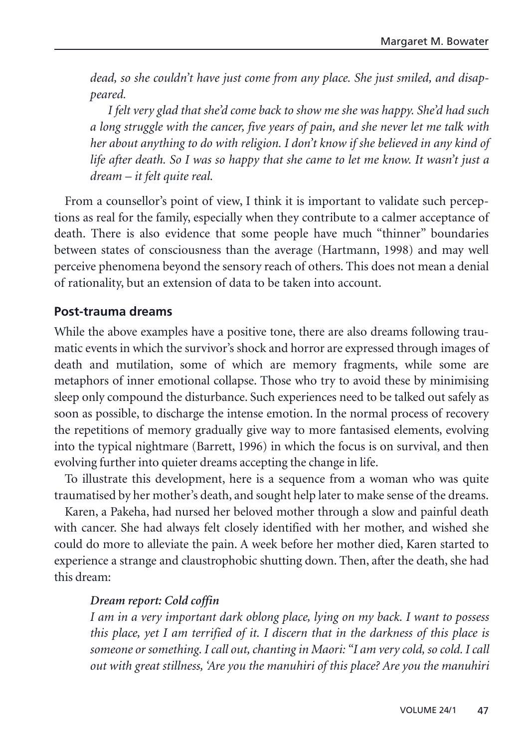*dead, so she couldn't have just come from any place. She just smiled, and disappeared.*

*I felt very glad that she'd come back to show me she was happy. She'd had such a long struggle with the cancer, five years of pain, and she never let me talk with her about anything to do with religion. I don't know if she believed in any kind of life after death. So I was so happy that she came to let me know. It wasn't just a dream – it felt quite real.*

From a counsellor's point of view, I think it is important to validate such perceptions as real for the family, especially when they contribute to a calmer acceptance of death. There is also evidence that some people have much "thinner" boundaries between states of consciousness than the average (Hartmann, 1998) and may well perceive phenomena beyond the sensory reach of others. This does not mean a denial of rationality, but an extension of data to be taken into account.

## Post-trauma dreams

While the above examples have a positive tone, there are also dreams following traumatic events in which the survivor's shock and horror are expressed through images of death and mutilation, some of which are memory fragments, while some are metaphors of inner emotional collapse. Those who try to avoid these by minimising sleep only compound the disturbance. Such experiences need to be talked out safely as soon as possible, to discharge the intense emotion. In the normal process of recovery the repetitions of memory gradually give way to more fantasised elements, evolving into the typical nightmare (Barrett, 1996) in which the focus is on survival, and then evolving further into quieter dreams accepting the change in life.

To illustrate this development, here is a sequence from a woman who was quite traumatised by her mother's death, and sought help later to make sense of the dreams.

Karen, a Pakeha, had nursed her beloved mother through a slow and painful death with cancer. She had always felt closely identified with her mother, and wished she could do more to alleviate the pain. A week before her mother died, Karen started to experience a strange and claustrophobic shutting down. Then, after the death, she had this dream:

***Dream report: Cold coffin***

*I am in a very important dark oblong place, lying on my back. I want to possess this place, yet I am terrified of it. I discern that in the darkness of this place is someone or something. I call out, chanting in Maori: "I am very cold, so cold. I call out with great stillness, 'Are you the manuhiri of this place? Are you the manuhiri*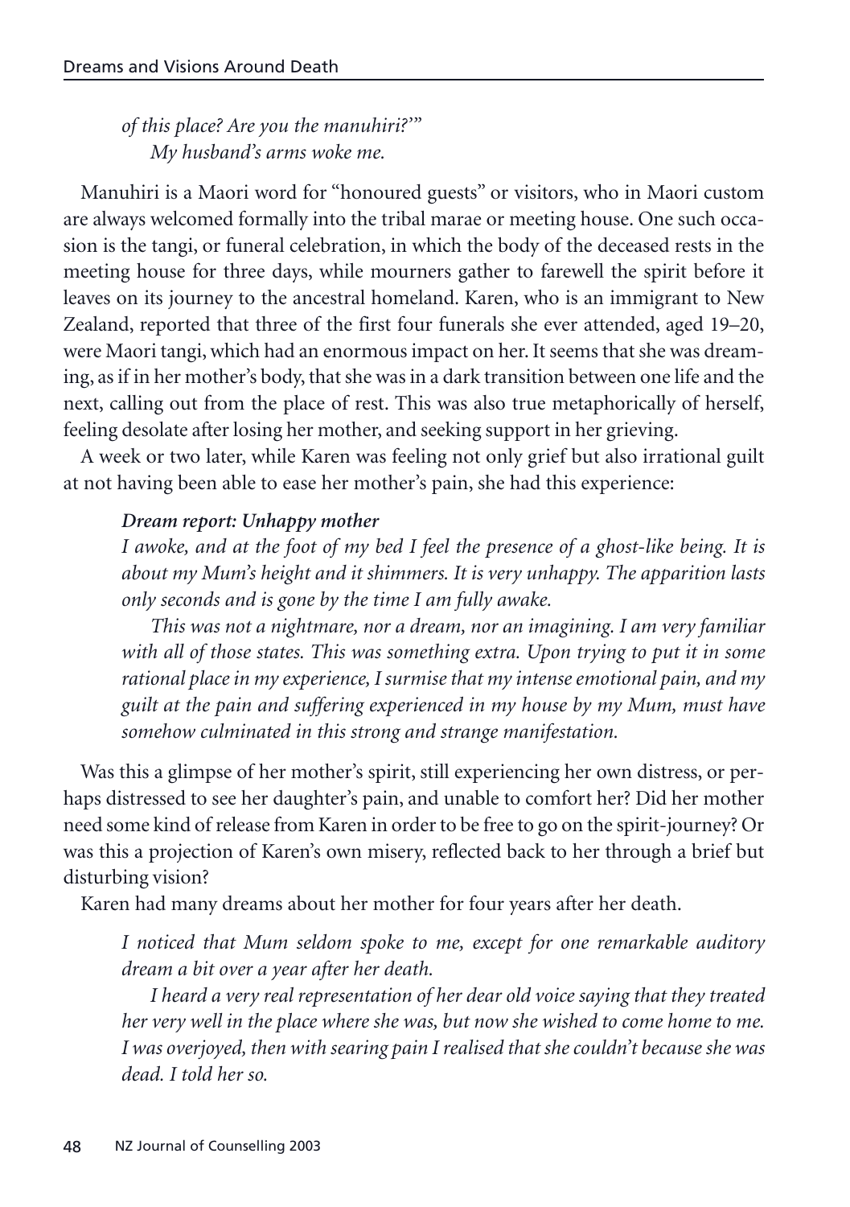*of this place? Are you the manuhiri?'"*
*My husband's arms woke me.*

Manuhiri is a Maori word for "honoured guests" or visitors, who in Maori custom are always welcomed formally into the tribal marae or meeting house. One such occasion is the tangi, or funeral celebration, in which the body of the deceased rests in the meeting house for three days, while mourners gather to farewell the spirit before it leaves on its journey to the ancestral homeland. Karen, who is an immigrant to New Zealand, reported that three of the first four funerals she ever attended, aged 19–20, were Maori tangi, which had an enormous impact on her. It seems that she was dreaming, as if in her mother's body, that she was in a dark transition between one life and the next, calling out from the place of rest. This was also true metaphorically of herself, feeling desolate after losing her mother, and seeking support in her grieving.

A week or two later, while Karen was feeling not only grief but also irrational guilt at not having been able to ease her mother's pain, she had this experience:

***Dream report: Unhappy mother***

*I awoke, and at the foot of my bed I feel the presence of a ghost-like being. It is about my Mum's height and it shimmers. It is very unhappy. The apparition lasts only seconds and is gone by the time I am fully awake.*

*This was not a nightmare, nor a dream, nor an imagining. I am very familiar with all of those states. This was something extra. Upon trying to put it in some rational place in my experience, I surmise that my intense emotional pain, and my guilt at the pain and suffering experienced in my house by my Mum, must have somehow culminated in this strong and strange manifestation.*

Was this a glimpse of her mother's spirit, still experiencing her own distress, or perhaps distressed to see her daughter's pain, and unable to comfort her? Did her mother need some kind of release from Karen in order to be free to go on the spirit-journey? Or was this a projection of Karen's own misery, reflected back to her through a brief but disturbing vision?

Karen had many dreams about her mother for four years after her death.

*I noticed that Mum seldom spoke to me, except for one remarkable auditory dream a bit over a year after her death.*

*I heard a very real representation of her dear old voice saying that they treated her very well in the place where she was, but now she wished to come home to me. I was overjoyed, then with searing pain I realised that she couldn't because she was dead. I told her so.*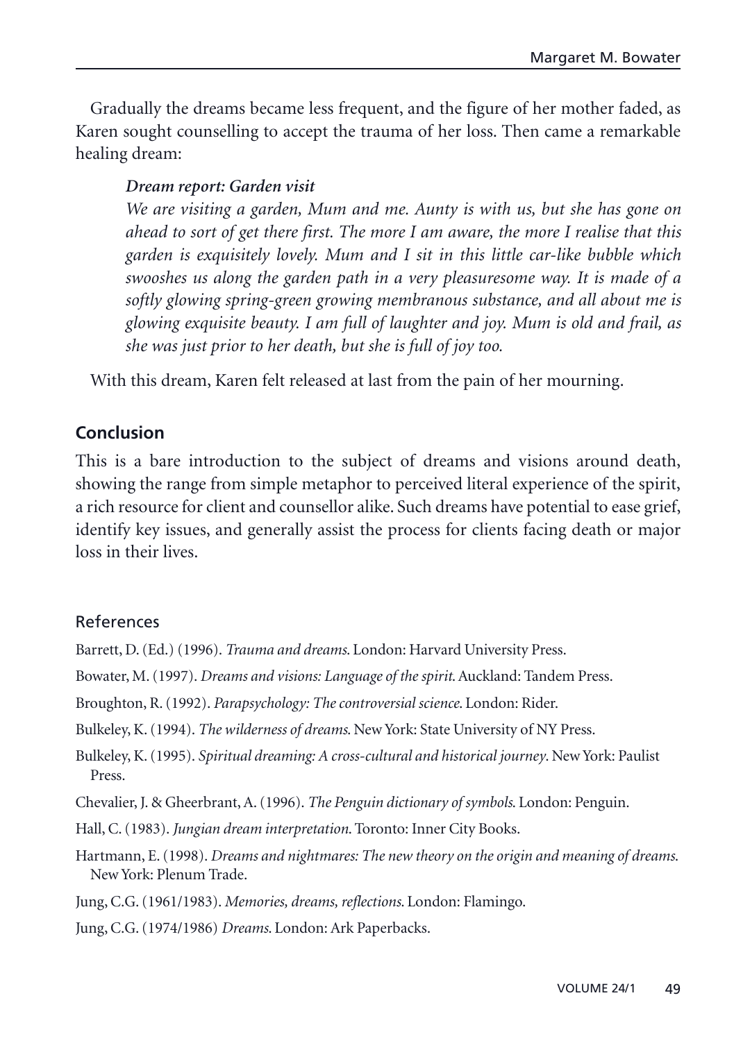Gradually the dreams became less frequent, and the figure of her mother faded, as Karen sought counselling to accept the trauma of her loss. Then came a remarkable healing dream:

> ***Dream report: Garden visit***
>
> *We are visiting a garden, Mum and me. Aunty is with us, but she has gone on ahead to sort of get there first. The more I am aware, the more I realise that this garden is exquisitely lovely. Mum and I sit in this little car-like bubble which swooshes us along the garden path in a very pleasuresome way. It is made of a softly glowing spring-green growing membranous substance, and all about me is glowing exquisite beauty. I am full of laughter and joy. Mum is old and frail, as she was just prior to her death, but she is full of joy too.*

With this dream, Karen felt released at last from the pain of her mourning.

## Conclusion

This is a bare introduction to the subject of dreams and visions around death, showing the range from simple metaphor to perceived literal experience of the spirit, a rich resource for client and counsellor alike. Such dreams have potential to ease grief, identify key issues, and generally assist the process for clients facing death or major loss in their lives.

### References

Barrett, D. (Ed.) (1996). *Trauma and dreams*. London: Harvard University Press.

Bowater, M. (1997). *Dreams and visions: Language of the spirit*. Auckland: Tandem Press.

Broughton, R. (1992). *Parapsychology: The controversial science*. London: Rider.

Bulkeley, K. (1994). *The wilderness of dreams*. New York: State University of NY Press.

Bulkeley, K. (1995). *Spiritual dreaming: A cross-cultural and historical journey*. New York: Paulist Press.

Chevalier, J. & Gheerbrant, A. (1996). *The Penguin dictionary of symbols*. London: Penguin.

Hall, C. (1983). *Jungian dream interpretation*. Toronto: Inner City Books.

Hartmann, E. (1998). *Dreams and nightmares: The new theory on the origin and meaning of dreams.* New York: Plenum Trade.

Jung, C.G. (1961/1983). *Memories, dreams, reflections*. London: Flamingo.

Jung, C.G. (1974/1986) *Dreams*. London: Ark Paperbacks.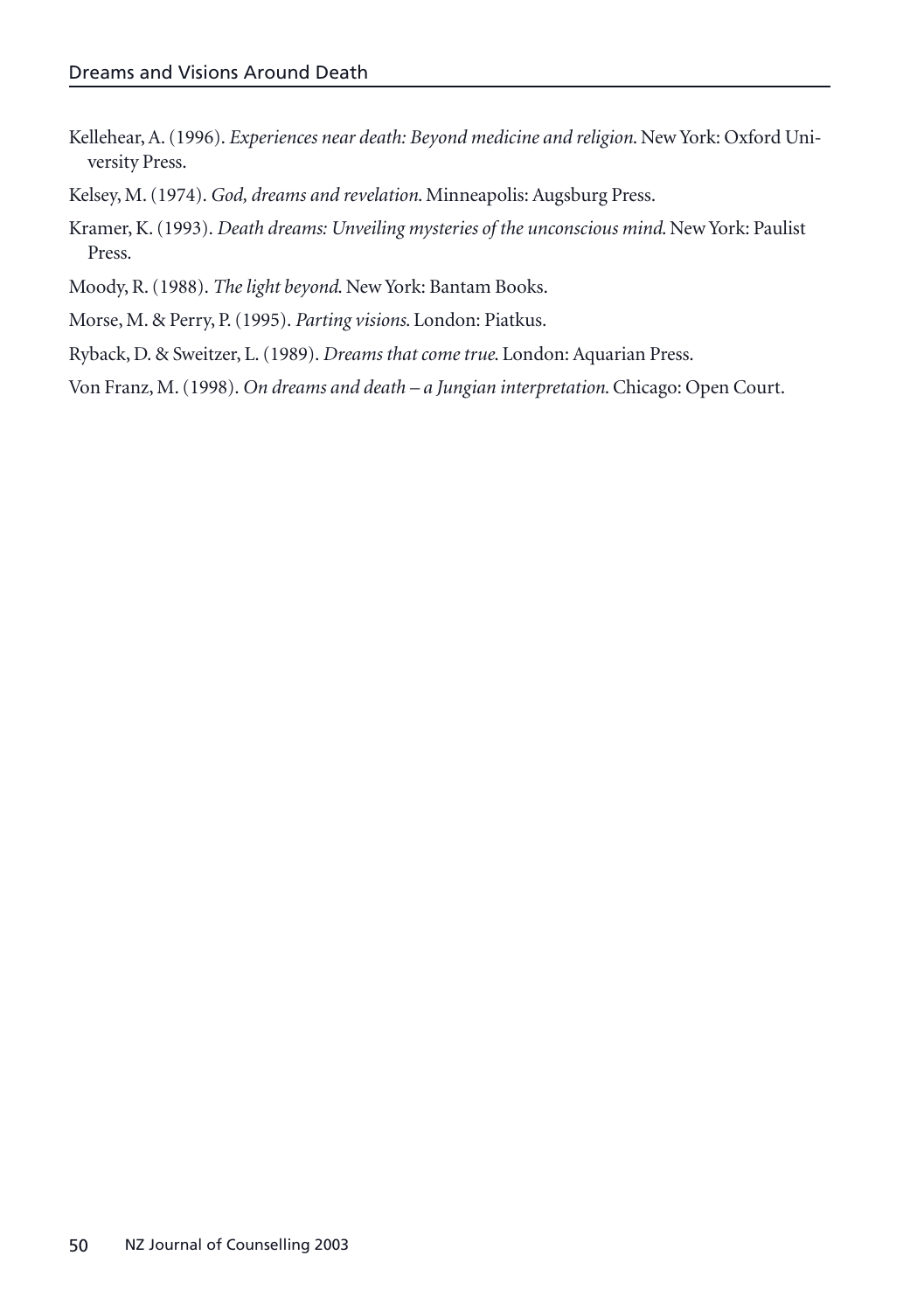Kellehear, A. (1996). *Experiences near death: Beyond medicine and religion*. New York: Oxford University Press.

Kelsey, M. (1974). *God, dreams and revelation*. Minneapolis: Augsburg Press.

Kramer, K. (1993). *Death dreams: Unveiling mysteries of the unconscious mind*. New York: Paulist Press.

Moody, R. (1988). *The light beyond*. New York: Bantam Books.

Morse, M. & Perry, P. (1995). *Parting visions*. London: Piatkus.

Ryback, D. & Sweitzer, L. (1989). *Dreams that come true*. London: Aquarian Press.

Von Franz, M. (1998). *On dreams and death – a Jungian interpretation*. Chicago: Open Court.